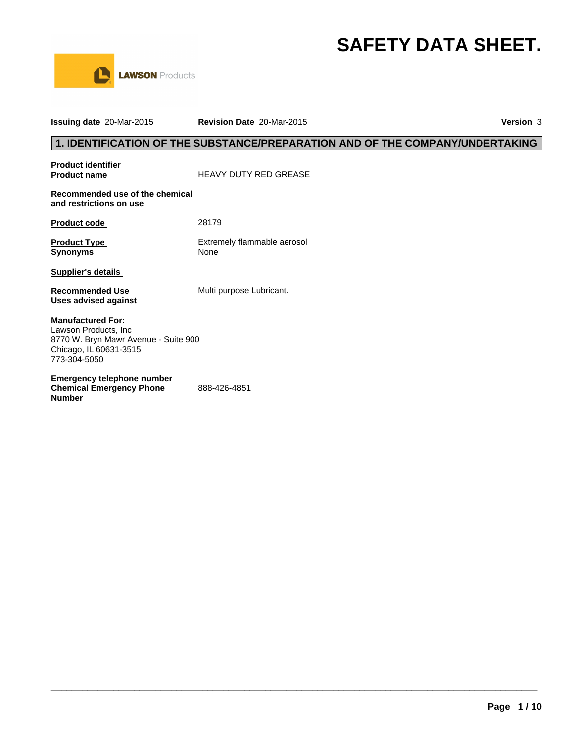LAWSON Products

# SAFETY DATA SHEET.

**Issuing date** 20-Mar-2015 **Revision Date** 20-Mar-2015 **Version** 3

## 1. IDENTIFICATION OF THE SUBSTANCE/PREPARATION AND OF THE COMPANY/UNDERTAKING

**Product identifier**

**Product name** HEAVY DUTY RED GREASE

**Recommended use of the chemical and restrictions on use**

**Product code** 28179

**Product Type** Extremely flammable aerosol

**Synonyms** None

**Supplier's details**

**Recommended Use** Multi purpose Lubricant.

**Uses advised against**

**Manufactured For:**
Lawson Products, Inc
8770 W. Bryn Mawr Avenue - Suite 900
Chicago, IL 60631-3515
773-304-5050

**Emergency telephone number**

**Chemical Emergency Phone Number** 888-426-4851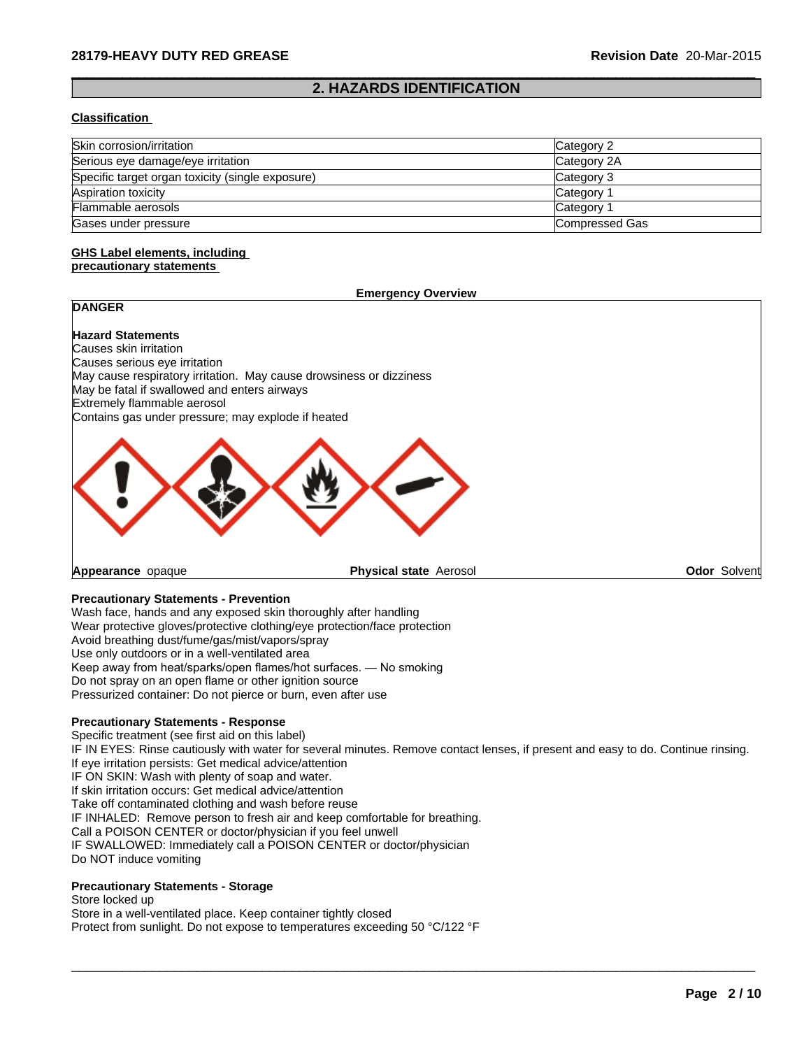## 2. HAZARDS IDENTIFICATION

**Classification**

| | |
|---|---|
| Skin corrosion/irritation | Category 2 |
| Serious eye damage/eye irritation | Category 2A |
| Specific target organ toxicity (single exposure) | Category 3 |
| Aspiration toxicity | Category 1 |
| Flammable aerosols | Category 1 |
| Gases under pressure | Compressed Gas |

**GHS Label elements, including precautionary statements**

**Emergency Overview**

**DANGER**

**Hazard Statements**
Causes skin irritation
Causes serious eye irritation
May cause respiratory irritation. May cause drowsiness or dizziness
May be fatal if swallowed and enters airways
Extremely flammable aerosol
Contains gas under pressure; may explode if heated

**Appearance** opaque **Physical state** Aerosol **Odor** Solvent

**Precautionary Statements - Prevention**
Wash face, hands and any exposed skin thoroughly after handling
Wear protective gloves/protective clothing/eye protection/face protection
Avoid breathing dust/fume/gas/mist/vapors/spray
Use only outdoors or in a well-ventilated area
Keep away from heat/sparks/open flames/hot surfaces. — No smoking
Do not spray on an open flame or other ignition source
Pressurized container: Do not pierce or burn, even after use

**Precautionary Statements - Response**
Specific treatment (see first aid on this label)
IF IN EYES: Rinse cautiously with water for several minutes. Remove contact lenses, if present and easy to do. Continue rinsing.
If eye irritation persists: Get medical advice/attention
IF ON SKIN: Wash with plenty of soap and water.
If skin irritation occurs: Get medical advice/attention
Take off contaminated clothing and wash before reuse
IF INHALED: Remove person to fresh air and keep comfortable for breathing.
Call a POISON CENTER or doctor/physician if you feel unwell
IF SWALLOWED: Immediately call a POISON CENTER or doctor/physician
Do NOT induce vomiting

**Precautionary Statements - Storage**
Store locked up
Store in a well-ventilated place. Keep container tightly closed
Protect from sunlight. Do not expose to temperatures exceeding 50 °C/122 °F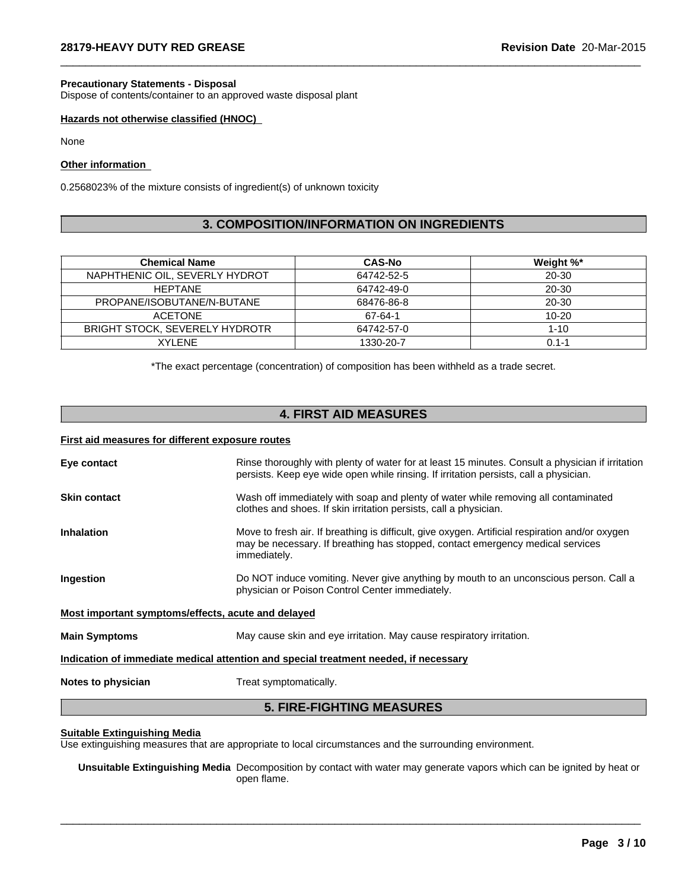**Precautionary Statements - Disposal**
Dispose of contents/container to an approved waste disposal plant

**Hazards not otherwise classified (HNOC)**

None

**Other information**

0.2568023% of the mixture consists of ingredient(s) of unknown toxicity

## 3. COMPOSITION/INFORMATION ON INGREDIENTS

| Chemical Name | CAS-No | Weight %* |
|---|---|---|
| NAPHTHENIC OIL, SEVERLY HYDROT | 64742-52-5 | 20-30 |
| HEPTANE | 64742-49-0 | 20-30 |
| PROPANE/ISOBUTANE/N-BUTANE | 68476-86-8 | 20-30 |
| ACETONE | 67-64-1 | 10-20 |
| BRIGHT STOCK, SEVERELY HYDROTR | 64742-57-0 | 1-10 |
| XYLENE | 1330-20-7 | 0.1-1 |

*The exact percentage (concentration) of composition has been withheld as a trade secret.

## 4. FIRST AID MEASURES

**First aid measures for different exposure routes**

**Eye contact** Rinse thoroughly with plenty of water for at least 15 minutes. Consult a physician if irritation persists. Keep eye wide open while rinsing. If irritation persists, call a physician.

**Skin contact** Wash off immediately with soap and plenty of water while removing all contaminated clothes and shoes. If skin irritation persists, call a physician.

**Inhalation** Move to fresh air. If breathing is difficult, give oxygen. Artificial respiration and/or oxygen may be necessary. If breathing has stopped, contact emergency medical services immediately.

**Ingestion** Do NOT induce vomiting. Never give anything by mouth to an unconscious person. Call a physician or Poison Control Center immediately.

**Most important symptoms/effects, acute and delayed**

**Main Symptoms** May cause skin and eye irritation. May cause respiratory irritation.

**Indication of immediate medical attention and special treatment needed, if necessary**

**Notes to physician** Treat symptomatically.

## 5. FIRE-FIGHTING MEASURES

**Suitable Extinguishing Media**
Use extinguishing measures that are appropriate to local circumstances and the surrounding environment.

**Unsuitable Extinguishing Media** Decomposition by contact with water may generate vapors which can be ignited by heat or open flame.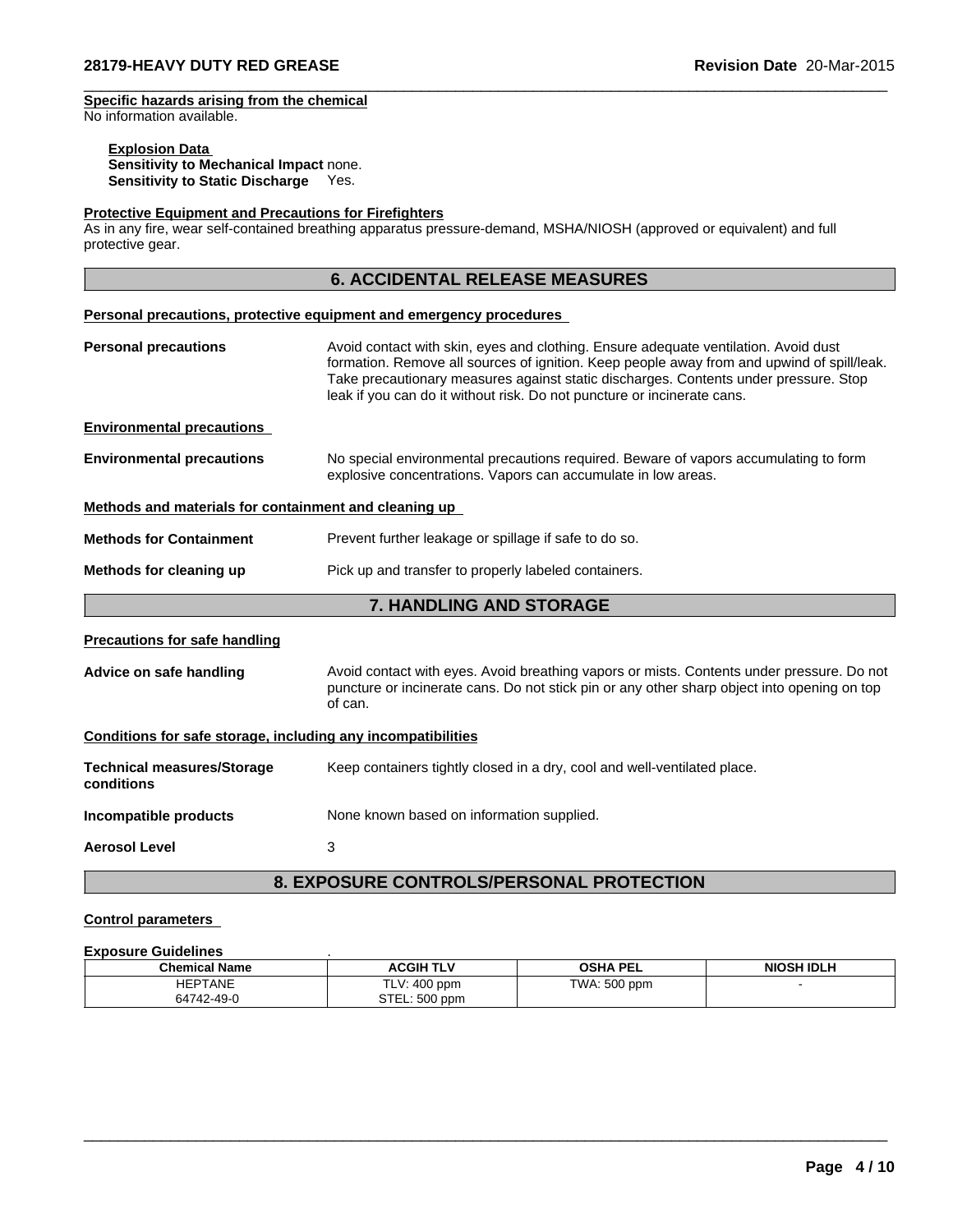**Specific hazards arising from the chemical**
No information available.

**Explosion Data**
**Sensitivity to Mechanical Impact** none.
**Sensitivity to Static Discharge** Yes.

**Protective Equipment and Precautions for Firefighters**
As in any fire, wear self-contained breathing apparatus pressure-demand, MSHA/NIOSH (approved or equivalent) and full protective gear.

## 6. ACCIDENTAL RELEASE MEASURES

**Personal precautions, protective equipment and emergency procedures**

**Personal precautions** Avoid contact with skin, eyes and clothing. Ensure adequate ventilation. Avoid dust formation. Remove all sources of ignition. Keep people away from and upwind of spill/leak. Take precautionary measures against static discharges. Contents under pressure. Stop leak if you can do it without risk. Do not puncture or incinerate cans.

**Environmental precautions**

**Environmental precautions** No special environmental precautions required. Beware of vapors accumulating to form explosive concentrations. Vapors can accumulate in low areas.

**Methods and materials for containment and cleaning up**

**Methods for Containment** Prevent further leakage or spillage if safe to do so.

**Methods for cleaning up** Pick up and transfer to properly labeled containers.

## 7. HANDLING AND STORAGE

**Precautions for safe handling**

**Advice on safe handling** Avoid contact with eyes. Avoid breathing vapors or mists. Contents under pressure. Do not puncture or incinerate cans. Do not stick pin or any other sharp object into opening on top of can.

**Conditions for safe storage, including any incompatibilities**

**Technical measures/Storage conditions** Keep containers tightly closed in a dry, cool and well-ventilated place.

**Incompatible products** None known based on information supplied.

**Aerosol Level** 3

## 8. EXPOSURE CONTROLS/PERSONAL PROTECTION

**Control parameters**

**Exposure Guidelines** .

| Chemical Name | ACGIH TLV | OSHA PEL | NIOSH IDLH |
|---|---|---|---|
| HEPTANE<br>64742-49-0 | TLV: 400 ppm<br>STEL: 500 ppm | TWA: 500 ppm | - |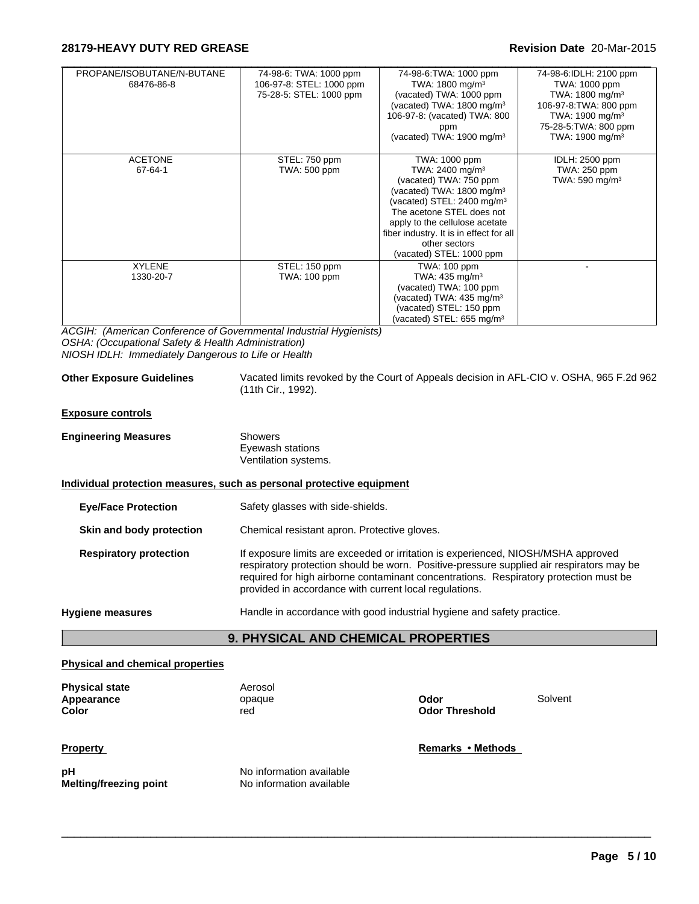| PROPANE/ISOBUTANE/N-BUTANE 68476-86-8 | 74-98-6: TWA: 1000 ppm<br>106-97-8: STEL: 1000 ppm<br>75-28-5: STEL: 1000 ppm | 74-98-6:TWA: 1000 ppm<br>TWA: 1800 mg/m³<br>(vacated) TWA: 1000 ppm<br>(vacated) TWA: 1800 mg/m³<br>106-97-8: (vacated) TWA: 800 ppm<br>(vacated) TWA: 1900 mg/m³ | 74-98-6:IDLH: 2100 ppm<br>TWA: 1000 ppm<br>TWA: 1800 mg/m³<br>106-97-8:TWA: 800 ppm<br>TWA: 1900 mg/m³<br>75-28-5:TWA: 800 ppm<br>TWA: 1900 mg/m³ |
|---|---|---|---|
| ACETONE 67-64-1 | STEL: 750 ppm<br>TWA: 500 ppm | TWA: 1000 ppm<br>TWA: 2400 mg/m³<br>(vacated) TWA: 750 ppm<br>(vacated) TWA: 1800 mg/m³<br>(vacated) STEL: 2400 mg/m³<br>The acetone STEL does not apply to the cellulose acetate fiber industry. It is in effect for all other sectors<br>(vacated) STEL: 1000 ppm | IDLH: 2500 ppm<br>TWA: 250 ppm<br>TWA: 590 mg/m³ |
| XYLENE 1330-20-7 | STEL: 150 ppm<br>TWA: 100 ppm | TWA: 100 ppm<br>TWA: 435 mg/m³<br>(vacated) TWA: 100 ppm<br>(vacated) TWA: 435 mg/m³<br>(vacated) STEL: 150 ppm<br>(vacated) STEL: 655 mg/m³ | - |

*ACGIH: (American Conference of Governmental Industrial Hygienists)*
*OSHA: (Occupational Safety & Health Administration)*
*NIOSH IDLH: Immediately Dangerous to Life or Health*

**Other Exposure Guidelines** Vacated limits revoked by the Court of Appeals decision in AFL-CIO v. OSHA, 965 F.2d 962 (11th Cir., 1992).

**Exposure controls**

**Engineering Measures** Showers
Eyewash stations
Ventilation systems.

**Individual protection measures, such as personal protective equipment**

**Eye/Face Protection** Safety glasses with side-shields.

**Skin and body protection** Chemical resistant apron. Protective gloves.

**Respiratory protection** If exposure limits are exceeded or irritation is experienced, NIOSH/MSHA approved respiratory protection should be worn. Positive-pressure supplied air respirators may be required for high airborne contaminant concentrations. Respiratory protection must be provided in accordance with current local regulations.

**Hygiene measures** Handle in accordance with good industrial hygiene and safety practice.

## 9. PHYSICAL AND CHEMICAL PROPERTIES

**Physical and chemical properties**

**Physical state** Aerosol
**Appearance** opaque
**Color** red
**Odor** Solvent
**Odor Threshold**

| **Property** | | **Remarks • Methods** |
|---|---|---|
| **pH** | No information available | |
| **Melting/freezing point** | No information available | |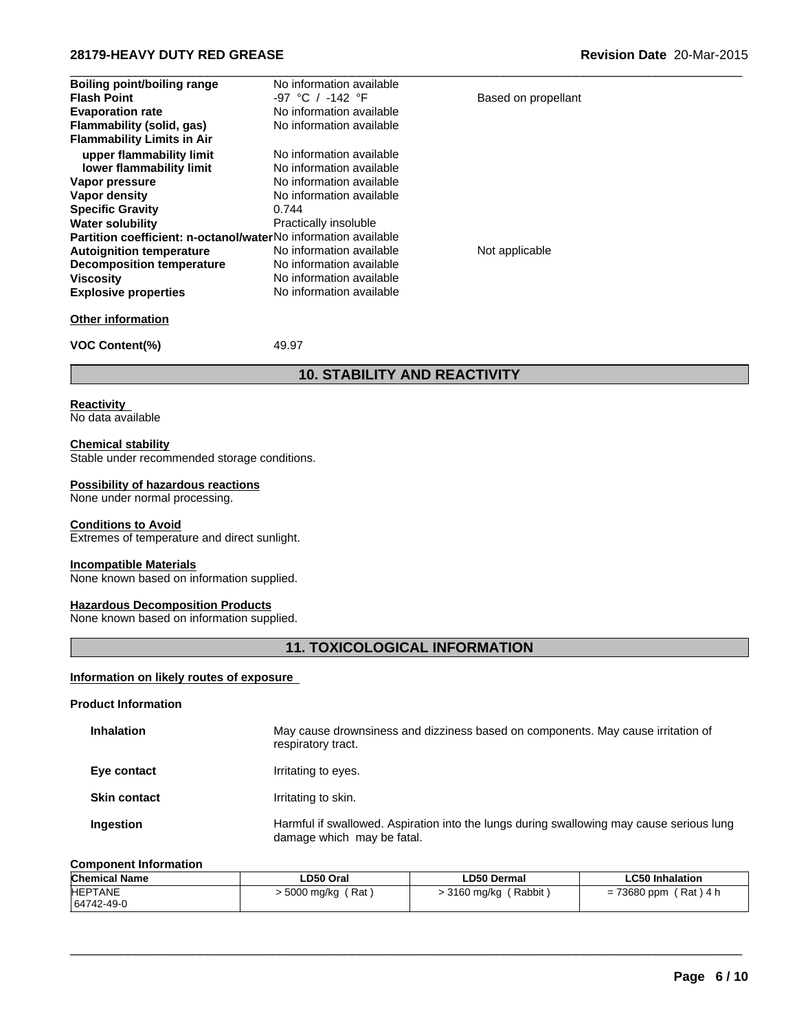| | | |
|---|---|---|
| **Boiling point/boiling range** | No information available | |
| **Flash Point** | -97 °C / -142 °F | Based on propellant |
| **Evaporation rate** | No information available | |
| **Flammability (solid, gas)** | No information available | |
| **Flammability Limits in Air** | | |
| **upper flammability limit** | No information available | |
| **lower flammability limit** | No information available | |
| **Vapor pressure** | No information available | |
| **Vapor density** | No information available | |
| **Specific Gravity** | 0.744 | |
| **Water solubility** | Practically insoluble | |
| **Partition coefficient: n-octanol/water** | No information available | |
| **Autoignition temperature** | No information available | Not applicable |
| **Decomposition temperature** | No information available | |
| **Viscosity** | No information available | |
| **Explosive properties** | No information available | |

**Other information**

**VOC Content(%)** 49.97

## 10. STABILITY AND REACTIVITY

**Reactivity**
No data available

**Chemical stability**
Stable under recommended storage conditions.

**Possibility of hazardous reactions**
None under normal processing.

**Conditions to Avoid**
Extremes of temperature and direct sunlight.

**Incompatible Materials**
None known based on information supplied.

**Hazardous Decomposition Products**
None known based on information supplied.

## 11. TOXICOLOGICAL INFORMATION

**Information on likely routes of exposure**

**Product Information**

**Inhalation** May cause drownsiness and dizziness based on components. May cause irritation of respiratory tract.

**Eye contact** Irritating to eyes.

**Skin contact** Irritating to skin.

**Ingestion** Harmful if swallowed. Aspiration into the lungs during swallowing may cause serious lung damage which may be fatal.

**Component Information**

| Chemical Name | LD50 Oral | LD50 Dermal | LC50 Inhalation |
|---|---|---|---|
| HEPTANE<br>64742-49-0 | > 5000 mg/kg ( Rat ) | > 3160 mg/kg ( Rabbit ) | = 73680 ppm ( Rat ) 4 h |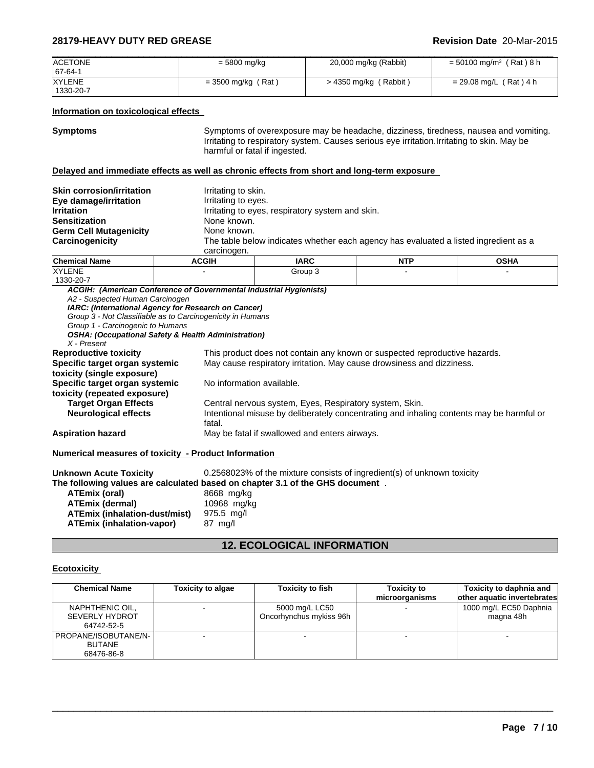| ACETONE<br>67-64-1 | = 5800 mg/kg | 20,000 mg/kg (Rabbit) | = 50100 mg/m³ ( Rat ) 8 h |
|---|---|---|---|
| XYLENE<br>1330-20-7 | = 3500 mg/kg ( Rat ) | > 4350 mg/kg ( Rabbit ) | = 29.08 mg/L ( Rat ) 4 h |

**Information on toxicological effects**

**Symptoms** Symptoms of overexposure may be headache, dizziness, tiredness, nausea and vomiting. Irritating to respiratory system. Causes serious eye irritation.Irritating to skin. May be harmful or fatal if ingested.

**Delayed and immediate effects as well as chronic effects from short and long-term exposure**

**Skin corrosion/irritation** Irritating to skin.
**Eye damage/irritation** Irritating to eyes.
**Irritation** Irritating to eyes, respiratory system and skin.
**Sensitization** None known.
**Germ Cell Mutagenicity** None known.
**Carcinogenicity** The table below indicates whether each agency has evaluated a listed ingredient as a carcinogen.

| Chemical Name | ACGIH | IARC | NTP | OSHA |
|---|---|---|---|---|
| XYLENE<br>1330-20-7 | - | Group 3 | - | - |

***ACGIH: (American Conference of Governmental Industrial Hygienists)***
*A2 - Suspected Human Carcinogen*
***IARC: (International Agency for Research on Cancer)***
*Group 3 - Not Classifiable as to Carcinogenicity in Humans*
*Group 1 - Carcinogenic to Humans*
***OSHA: (Occupational Safety & Health Administration)***
*X - Present*

**Reproductive toxicity** This product does not contain any known or suspected reproductive hazards.
**Specific target organ systemic toxicity (single exposure)** May cause respiratory irritation. May cause drowsiness and dizziness.
**Specific target organ systemic toxicity (repeated exposure)** No information available.
**Target Organ Effects** Central nervous system, Eyes, Respiratory system, Skin.
**Neurological effects** Intentional misuse by deliberately concentrating and inhaling contents may be harmful or fatal.
**Aspiration hazard** May be fatal if swallowed and enters airways.

**Numerical measures of toxicity - Product Information**

**Unknown Acute Toxicity** 0.2568023% of the mixture consists of ingredient(s) of unknown toxicity
**The following values are calculated based on chapter 3.1 of the GHS document** .
**ATEmix (oral)** 8668 mg/kg
**ATEmix (dermal)** 10968 mg/kg
**ATEmix (inhalation-dust/mist)** 975.5 mg/l
**ATEmix (inhalation-vapor)** 87 mg/l

## 12. ECOLOGICAL INFORMATION

**Ecotoxicity**

| Chemical Name | Toxicity to algae | Toxicity to fish | Toxicity to microorganisms | Toxicity to daphnia and other aquatic invertebrates |
|---|---|---|---|---|
| NAPHTHENIC OIL, SEVERLY HYDROT<br>64742-52-5 | - | 5000 mg/L LC50 Oncorhynchus mykiss 96h | - | 1000 mg/L EC50 Daphnia magna 48h |
| PROPANE/ISOBUTANE/N-BUTANE<br>68476-86-8 | - | - | - | - |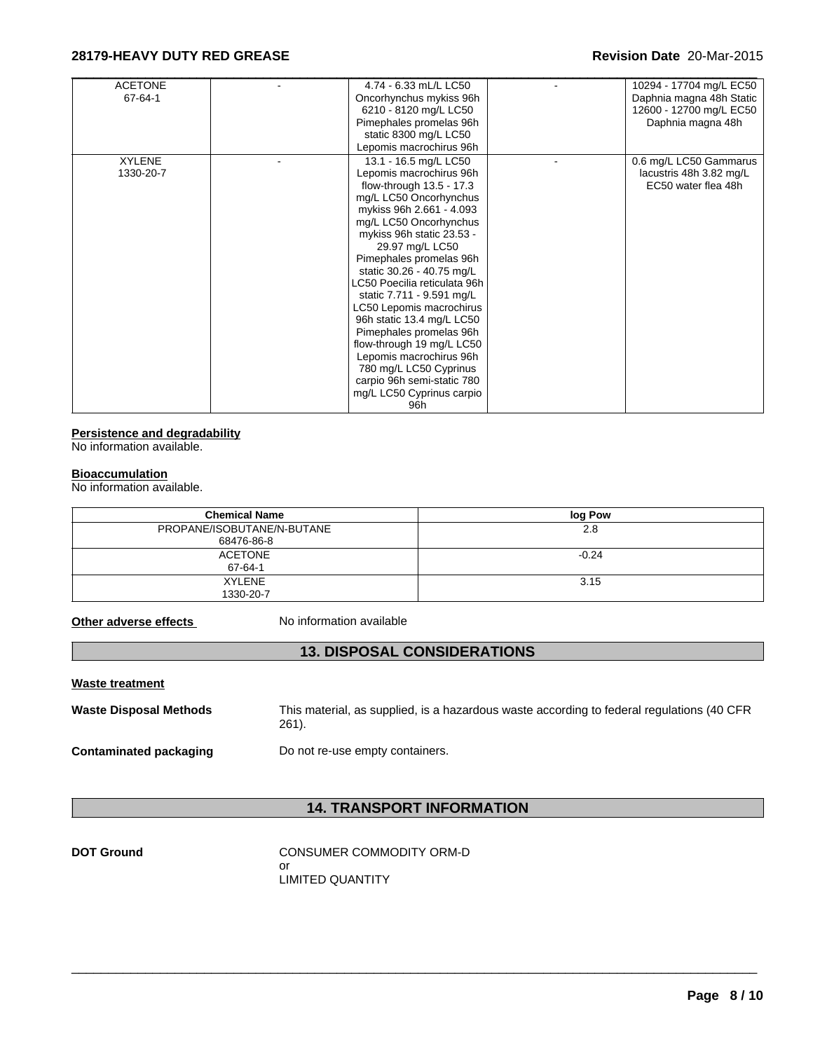| | | | | |
|---|---|---|---|---|
| ACETONE<br>67-64-1 | - | 4.74 - 6.33 mL/L LC50 Oncorhynchus mykiss 96h 6210 - 8120 mg/L LC50 Pimephales promelas 96h static 8300 mg/L LC50 Lepomis macrochirus 96h | - | 10294 - 17704 mg/L EC50 Daphnia magna 48h Static 12600 - 12700 mg/L EC50 Daphnia magna 48h |
| XYLENE<br>1330-20-7 | - | 13.1 - 16.5 mg/L LC50 Lepomis macrochirus 96h flow-through 13.5 - 17.3 mg/L LC50 Oncorhynchus mykiss 96h 2.661 - 4.093 mg/L LC50 Oncorhynchus mykiss 96h static 23.53 - 29.97 mg/L LC50 Pimephales promelas 96h static 30.26 - 40.75 mg/L LC50 Poecilia reticulata 96h static 7.711 - 9.591 mg/L LC50 Lepomis macrochirus 96h static 13.4 mg/L LC50 Pimephales promelas 96h flow-through 19 mg/L LC50 Lepomis macrochirus 96h 780 mg/L LC50 Cyprinus carpio 96h semi-static 780 mg/L LC50 Cyprinus carpio 96h | - | 0.6 mg/L LC50 Gammarus lacustris 48h 3.82 mg/L EC50 water flea 48h |

**Persistence and degradability**

No information available.

**Bioaccumulation**

No information available.

| Chemical Name | log Pow |
|---|---|
| PROPANE/ISOBUTANE/N-BUTANE<br>68476-86-8 | 2.8 |
| ACETONE<br>67-64-1 | -0.24 |
| XYLENE<br>1330-20-7 | 3.15 |

**Other adverse effects** No information available

## 13. DISPOSAL CONSIDERATIONS

**Waste treatment**

**Waste Disposal Methods** This material, as supplied, is a hazardous waste according to federal regulations (40 CFR 261).

**Contaminated packaging** Do not re-use empty containers.

## 14. TRANSPORT INFORMATION

**DOT Ground** CONSUMER COMMODITY ORM-D
or
LIMITED QUANTITY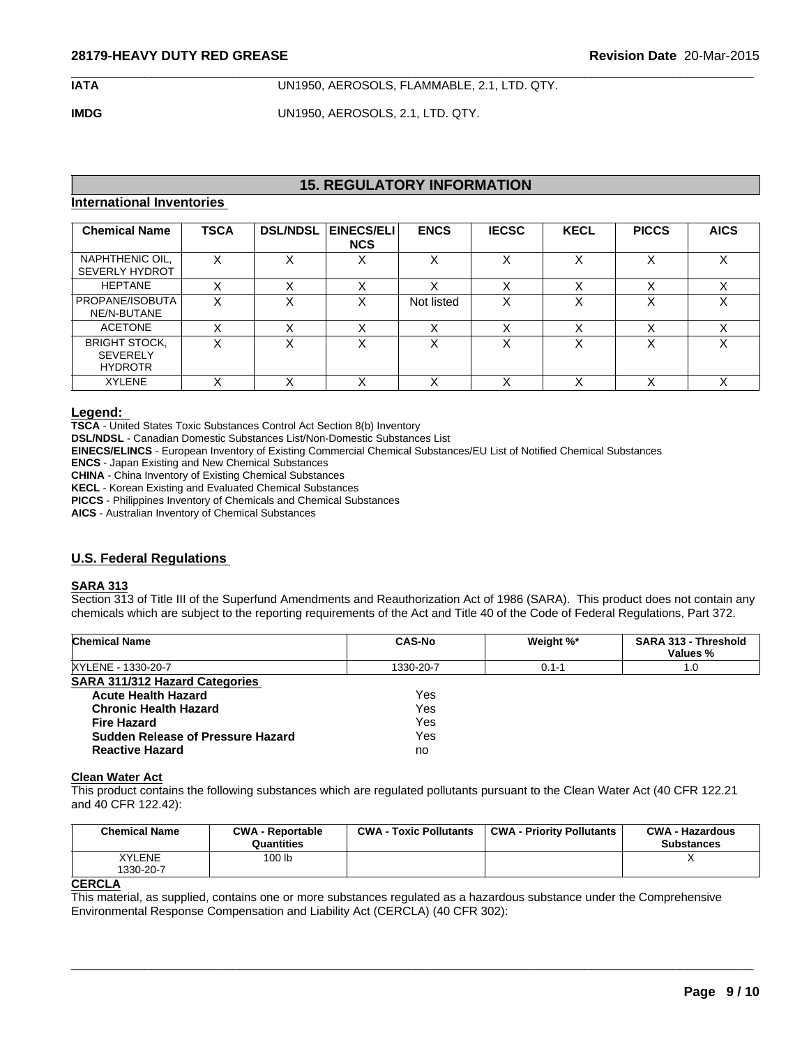| IATA | UN1950, AEROSOLS, FLAMMABLE, 2.1, LTD. QTY. |
|---|---|
| IMDG | UN1950, AEROSOLS, 2.1, LTD. QTY. |

## 15. REGULATORY INFORMATION

### International Inventories

| Chemical Name | TSCA | DSL/NDSL | EINECS/ELINCS | ENCS | IECSC | KECL | PICCS | AICS |
|---|---|---|---|---|---|---|---|---|
| NAPHTHENIC OIL, SEVERLY HYDROT | X | X | X | X | X | X | X | X |
| HEPTANE | X | X | X | X | X | X | X | X |
| PROPANE/ISOBUTANE/N-BUTANE | X | X | X | Not listed | X | X | X | X |
| ACETONE | X | X | X | X | X | X | X | X |
| BRIGHT STOCK, SEVERELY HYDROTR | X | X | X | X | X | X | X | X |
| XYLENE | X | X | X | X | X | X | X | X |

**Legend:**

**TSCA** - United States Toxic Substances Control Act Section 8(b) Inventory
**DSL/NDSL** - Canadian Domestic Substances List/Non-Domestic Substances List
**EINECS/ELINCS** - European Inventory of Existing Commercial Chemical Substances/EU List of Notified Chemical Substances
**ENCS** - Japan Existing and New Chemical Substances
**CHINA** - China Inventory of Existing Chemical Substances
**KECL** - Korean Existing and Evaluated Chemical Substances
**PICCS** - Philippines Inventory of Chemicals and Chemical Substances
**AICS** - Australian Inventory of Chemical Substances

### U.S. Federal Regulations

**SARA 313**

Section 313 of Title III of the Superfund Amendments and Reauthorization Act of 1986 (SARA). This product does not contain any chemicals which are subject to the reporting requirements of the Act and Title 40 of the Code of Federal Regulations, Part 372.

| Chemical Name | CAS-No | Weight %* | SARA 313 - Threshold Values % |
|---|---|---|---|
| XYLENE - 1330-20-7 | 1330-20-7 | 0.1-1 | 1.0 |

**SARA 311/312 Hazard Categories**

| | |
|---|---|
| **Acute Health Hazard** | Yes |
| **Chronic Health Hazard** | Yes |
| **Fire Hazard** | Yes |
| **Sudden Release of Pressure Hazard** | Yes |
| **Reactive Hazard** | no |

**Clean Water Act**

This product contains the following substances which are regulated pollutants pursuant to the Clean Water Act (40 CFR 122.21 and 40 CFR 122.42):

| Chemical Name | CWA - Reportable Quantities | CWA - Toxic Pollutants | CWA - Priority Pollutants | CWA - Hazardous Substances |
|---|---|---|---|---|
| XYLENE 1330-20-7 | 100 lb | | | X |

**CERCLA**

This material, as supplied, contains one or more substances regulated as a hazardous substance under the Comprehensive Environmental Response Compensation and Liability Act (CERCLA) (40 CFR 302):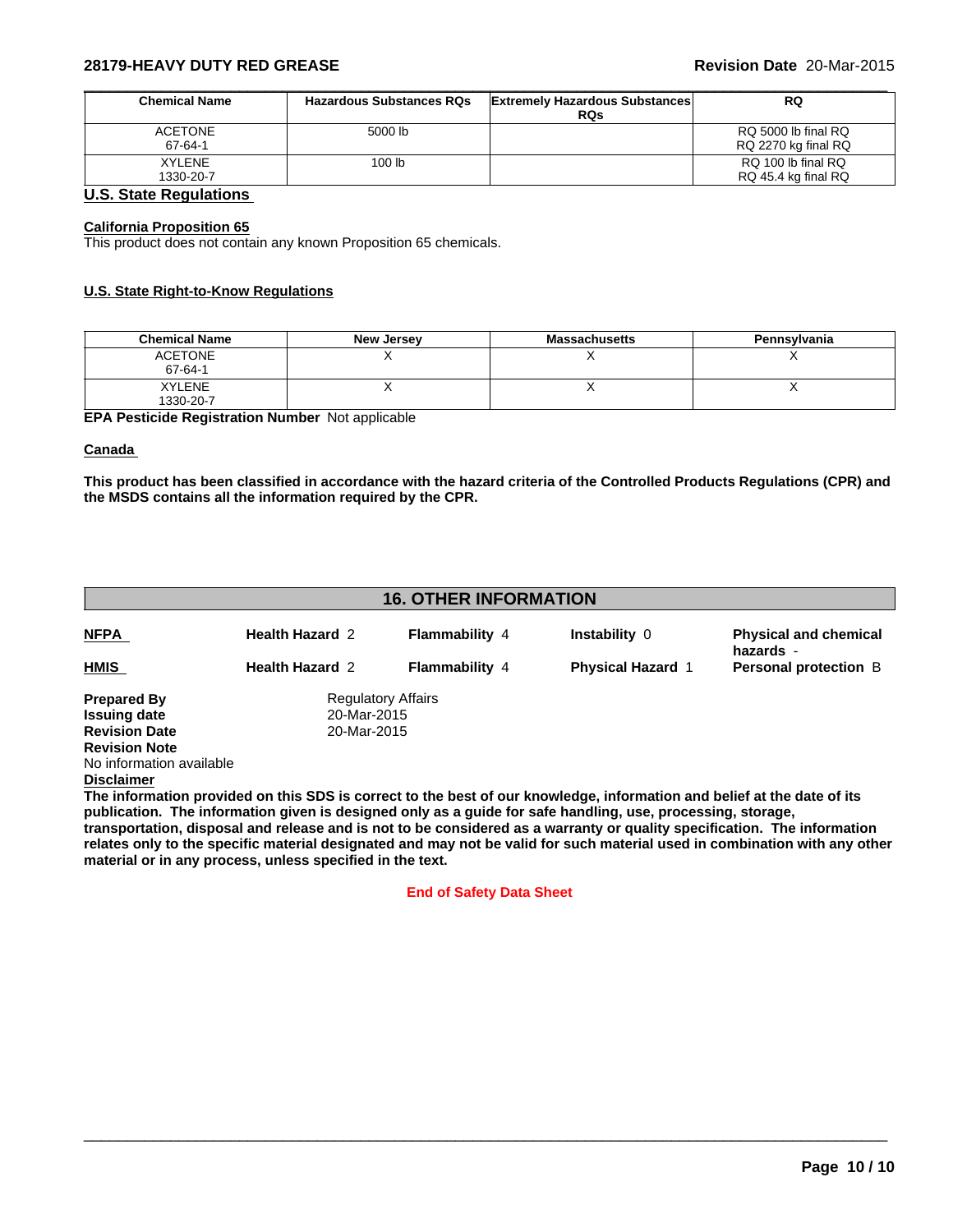| Chemical Name | Hazardous Substances RQs | Extremely Hazardous Substances RQs | RQ |
|---|---|---|---|
| ACETONE<br>67-64-1 | 5000 lb | | RQ 5000 lb final RQ<br>RQ 2270 kg final RQ |
| XYLENE<br>1330-20-7 | 100 lb | | RQ 100 lb final RQ<br>RQ 45.4 kg final RQ |

## U.S. State Regulations

### California Proposition 65

This product does not contain any known Proposition 65 chemicals.

### U.S. State Right-to-Know Regulations

| Chemical Name | New Jersey | Massachusetts | Pennsylvania |
|---|---|---|---|
| ACETONE<br>67-64-1 | X | X | X |
| XYLENE<br>1330-20-7 | X | X | X |

**EPA Pesticide Registration Number** Not applicable

### Canada

**This product has been classified in accordance with the hazard criteria of the Controlled Products Regulations (CPR) and the MSDS contains all the information required by the CPR.**

## 16. OTHER INFORMATION

| | | | | |
|---|---|---|---|---|
| **NFPA** | **Health Hazard** 2 | **Flammability** 4 | **Instability** 0 | **Physical and chemical hazards** - |
| **HMIS** | **Health Hazard** 2 | **Flammability** 4 | **Physical Hazard** 1 | **Personal protection** B |

**Prepared By** Regulatory Affairs
**Issuing date** 20-Mar-2015
**Revision Date** 20-Mar-2015
**Revision Note**
No information available

**Disclaimer**
**The information provided on this SDS is correct to the best of our knowledge, information and belief at the date of its publication. The information given is designed only as a guide for safe handling, use, processing, storage, transportation, disposal and release and is not to be considered as a warranty or quality specification. The information relates only to the specific material designated and may not be valid for such material used in combination with any other material or in any process, unless specified in the text.**

**End of Safety Data Sheet**